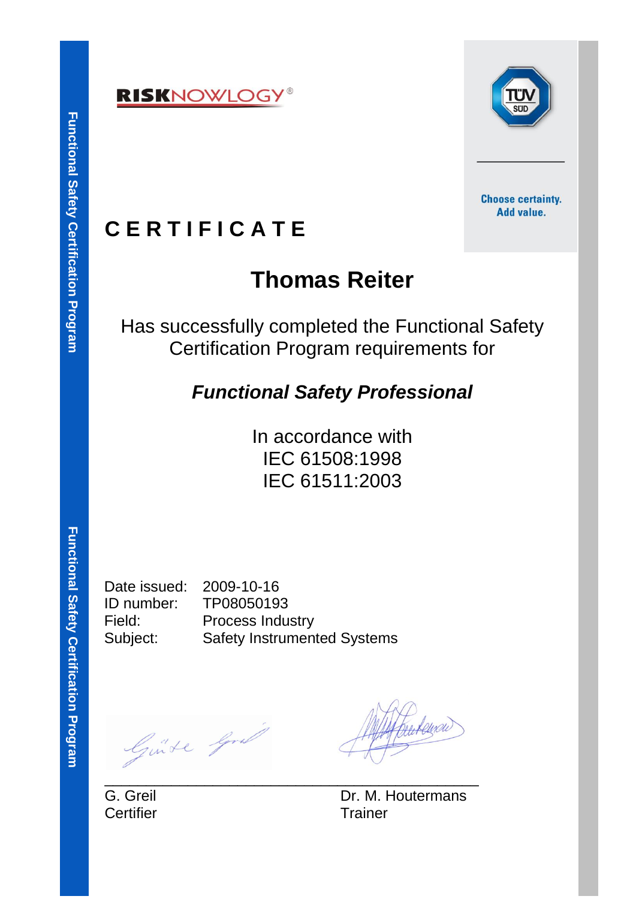RISKNOWLOGY®

Choose certainty.
Add value.

# CERTIFICATE

## Thomas Reiter

Has successfully completed the Functional Safety Certification Program requirements for

***Functional Safety Professional***

In accordance with
IEC 61508:1998
IEC 61511:2003

Date issued: 2009-10-16
ID number: TP08050193
Field: Process Industry
Subject: Safety Instrumented Systems

G. Greil
Certifier

Dr. M. Houtermans
Trainer

Functional Safety Certification Program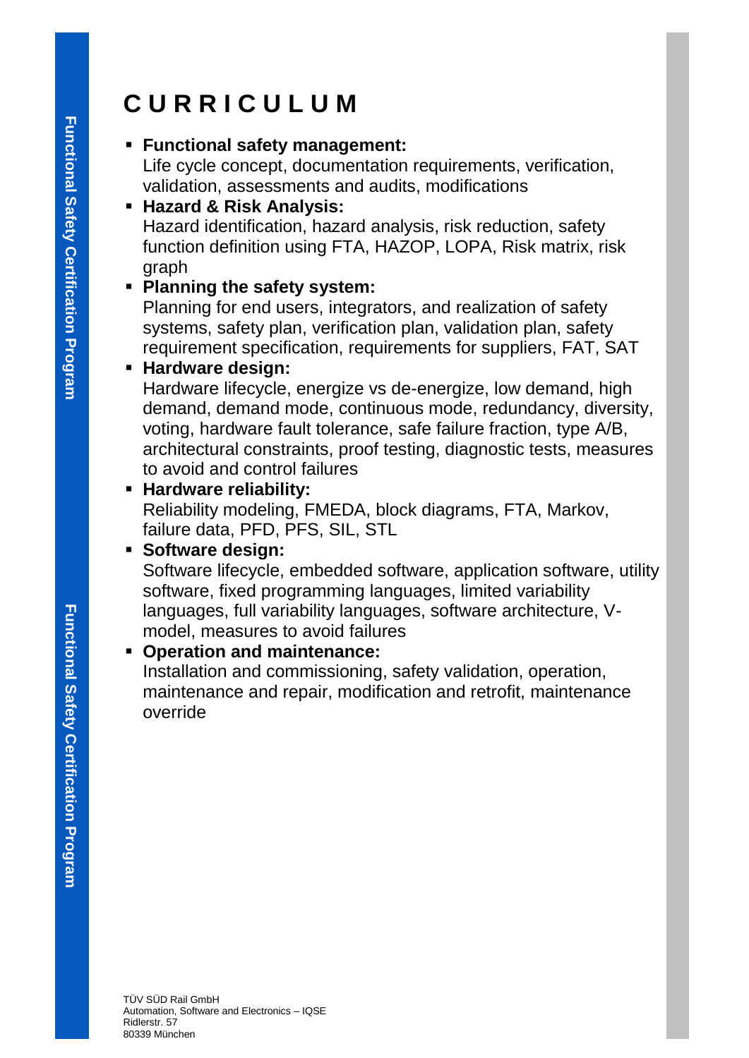# CURRICULUM

- **Functional safety management:**
  Life cycle concept, documentation requirements, verification, validation, assessments and audits, modifications
- **Hazard & Risk Analysis:**
  Hazard identification, hazard analysis, risk reduction, safety function definition using FTA, HAZOP, LOPA, Risk matrix, risk graph
- **Planning the safety system:**
  Planning for end users, integrators, and realization of safety systems, safety plan, verification plan, validation plan, safety requirement specification, requirements for suppliers, FAT, SAT
- **Hardware design:**
  Hardware lifecycle, energize vs de-energize, low demand, high demand, demand mode, continuous mode, redundancy, diversity, voting, hardware fault tolerance, safe failure fraction, type A/B, architectural constraints, proof testing, diagnostic tests, measures to avoid and control failures
- **Hardware reliability:**
  Reliability modeling, FMEDA, block diagrams, FTA, Markov, failure data, PFD, PFS, SIL, STL
- **Software design:**
  Software lifecycle, embedded software, application software, utility software, fixed programming languages, limited variability languages, full variability languages, software architecture, V-model, measures to avoid failures
- **Operation and maintenance:**
  Installation and commissioning, safety validation, operation, maintenance and repair, modification and retrofit, maintenance override

TÜV SÜD Rail GmbH
Automation, Software and Electronics – IQSE
Ridlerstr. 57
80339 München